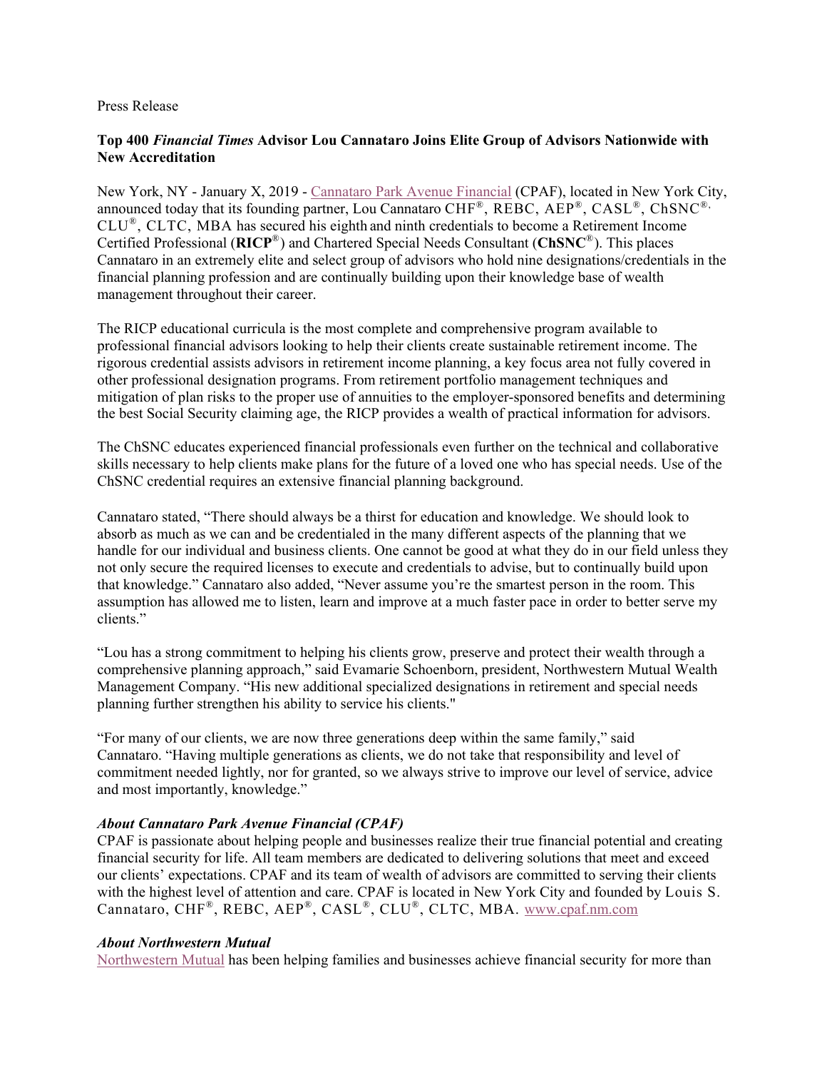Press Release

**Top 400 *Financial Times* Advisor Lou Cannataro Joins Elite Group of Advisors Nationwide with New Accreditation**

New York, NY - January X, 2019 - [Cannataro Park Avenue Financial](#) (CPAF), located in New York City, announced today that its founding partner, Lou Cannataro CHF®, REBC, AEP®, CASL®, ChSNC®, CLU®, CLTC, MBA has secured his eighth and ninth credentials to become a Retirement Income Certified Professional (**RICP**®) and Chartered Special Needs Consultant (**ChSNC**®). This places Cannataro in an extremely elite and select group of advisors who hold nine designations/credentials in the financial planning profession and are continually building upon their knowledge base of wealth management throughout their career.

The RICP educational curricula is the most complete and comprehensive program available to professional financial advisors looking to help their clients create sustainable retirement income. The rigorous credential assists advisors in retirement income planning, a key focus area not fully covered in other professional designation programs. From retirement portfolio management techniques and mitigation of plan risks to the proper use of annuities to the employer-sponsored benefits and determining the best Social Security claiming age, the RICP provides a wealth of practical information for advisors.

The ChSNC educates experienced financial professionals even further on the technical and collaborative skills necessary to help clients make plans for the future of a loved one who has special needs. Use of the ChSNC credential requires an extensive financial planning background.

Cannataro stated, "There should always be a thirst for education and knowledge. We should look to absorb as much as we can and be credentialed in the many different aspects of the planning that we handle for our individual and business clients. One cannot be good at what they do in our field unless they not only secure the required licenses to execute and credentials to advise, but to continually build upon that knowledge." Cannataro also added, "Never assume you're the smartest person in the room. This assumption has allowed me to listen, learn and improve at a much faster pace in order to better serve my clients."

"Lou has a strong commitment to helping his clients grow, preserve and protect their wealth through a comprehensive planning approach," said Evamarie Schoenborn, president, Northwestern Mutual Wealth Management Company. "His new additional specialized designations in retirement and special needs planning further strengthen his ability to service his clients."

"For many of our clients, we are now three generations deep within the same family," said Cannataro. "Having multiple generations as clients, we do not take that responsibility and level of commitment needed lightly, nor for granted, so we always strive to improve our level of service, advice and most importantly, knowledge."

***About Cannataro Park Avenue Financial (CPAF)***

CPAF is passionate about helping people and businesses realize their true financial potential and creating financial security for life. All team members are dedicated to delivering solutions that meet and exceed our clients' expectations. CPAF and its team of wealth of advisors are committed to serving their clients with the highest level of attention and care. CPAF is located in New York City and founded by Louis S. Cannataro, CHF®, REBC, AEP®, CASL®, CLU®, CLTC, MBA. [www.cpaf.nm.com](http://www.cpaf.nm.com)

***About Northwestern Mutual***

[Northwestern Mutual](#) has been helping families and businesses achieve financial security for more than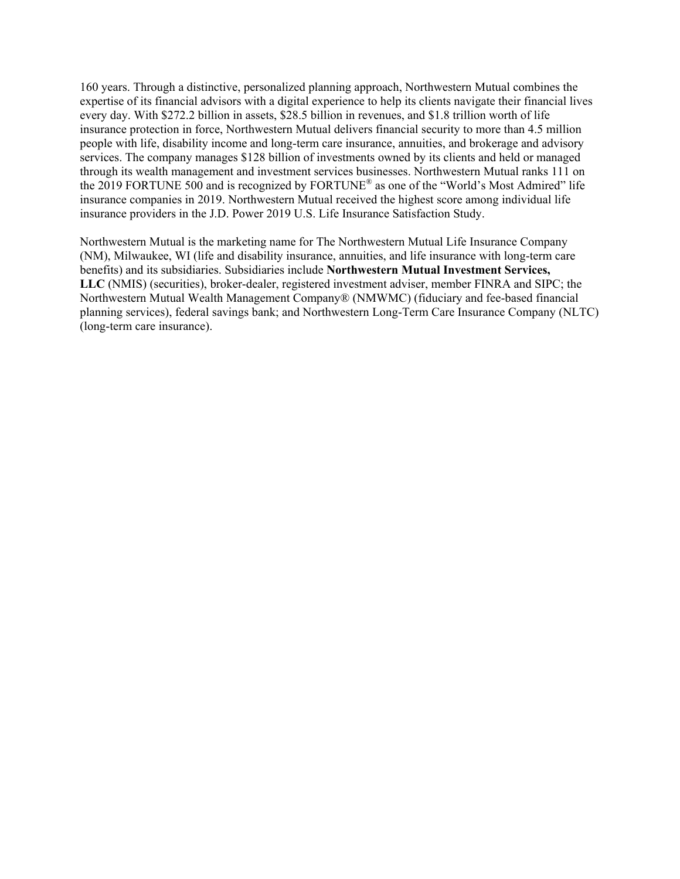160 years. Through a distinctive, personalized planning approach, Northwestern Mutual combines the expertise of its financial advisors with a digital experience to help its clients navigate their financial lives every day. With $272.2 billion in assets, $28.5 billion in revenues, and $1.8 trillion worth of life insurance protection in force, Northwestern Mutual delivers financial security to more than 4.5 million people with life, disability income and long-term care insurance, annuities, and brokerage and advisory services. The company manages $128 billion of investments owned by its clients and held or managed through its wealth management and investment services businesses. Northwestern Mutual ranks 111 on the 2019 FORTUNE 500 and is recognized by FORTUNE® as one of the "World's Most Admired" life insurance companies in 2019. Northwestern Mutual received the highest score among individual life insurance providers in the J.D. Power 2019 U.S. Life Insurance Satisfaction Study.

Northwestern Mutual is the marketing name for The Northwestern Mutual Life Insurance Company (NM), Milwaukee, WI (life and disability insurance, annuities, and life insurance with long-term care benefits) and its subsidiaries. Subsidiaries include **Northwestern Mutual Investment Services, LLC** (NMIS) (securities), broker-dealer, registered investment adviser, member FINRA and SIPC; the Northwestern Mutual Wealth Management Company® (NMWMC) (fiduciary and fee-based financial planning services), federal savings bank; and Northwestern Long-Term Care Insurance Company (NLTC) (long-term care insurance).